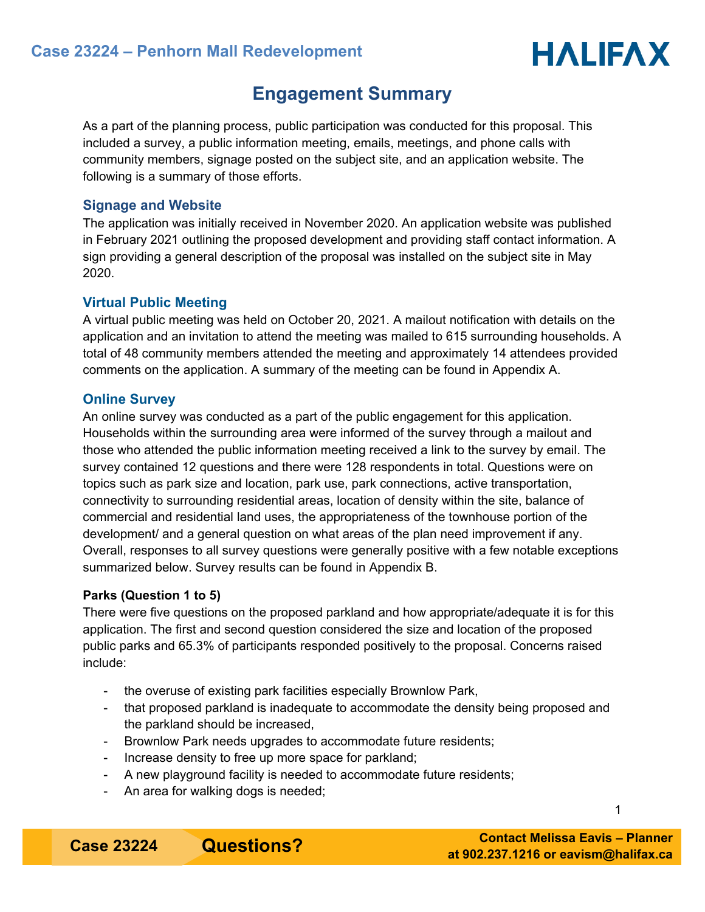## Case 23224 – Penhorn Mall Redevelopment

# Engagement Summary

As a part of the planning process, public participation was conducted for this proposal. This included a survey, a public information meeting, emails, meetings, and phone calls with community members, signage posted on the subject site, and an application website. The following is a summary of those efforts.

### Signage and Website

The application was initially received in November 2020. An application website was published in February 2021 outlining the proposed development and providing staff contact information. A sign providing a general description of the proposal was installed on the subject site in May 2020.

### Virtual Public Meeting

A virtual public meeting was held on October 20, 2021. A mailout notification with details on the application and an invitation to attend the meeting was mailed to 615 surrounding households. A total of 48 community members attended the meeting and approximately 14 attendees provided comments on the application. A summary of the meeting can be found in Appendix A.

### Online Survey

An online survey was conducted as a part of the public engagement for this application. Households within the surrounding area were informed of the survey through a mailout and those who attended the public information meeting received a link to the survey by email. The survey contained 12 questions and there were 128 respondents in total. Questions were on topics such as park size and location, park use, park connections, active transportation, connectivity to surrounding residential areas, location of density within the site, balance of commercial and residential land uses, the appropriateness of the townhouse portion of the development/ and a general question on what areas of the plan need improvement if any. Overall, responses to all survey questions were generally positive with a few notable exceptions summarized below. Survey results can be found in Appendix B.

**Parks (Question 1 to 5)**

There were five questions on the proposed parkland and how appropriate/adequate it is for this application. The first and second question considered the size and location of the proposed public parks and 65.3% of participants responded positively to the proposal. Concerns raised include:

- the overuse of existing park facilities especially Brownlow Park,
- that proposed parkland is inadequate to accommodate the density being proposed and the parkland should be increased,
- Brownlow Park needs upgrades to accommodate future residents;
- Increase density to free up more space for parkland;
- A new playground facility is needed to accommodate future residents;
- An area for walking dogs is needed;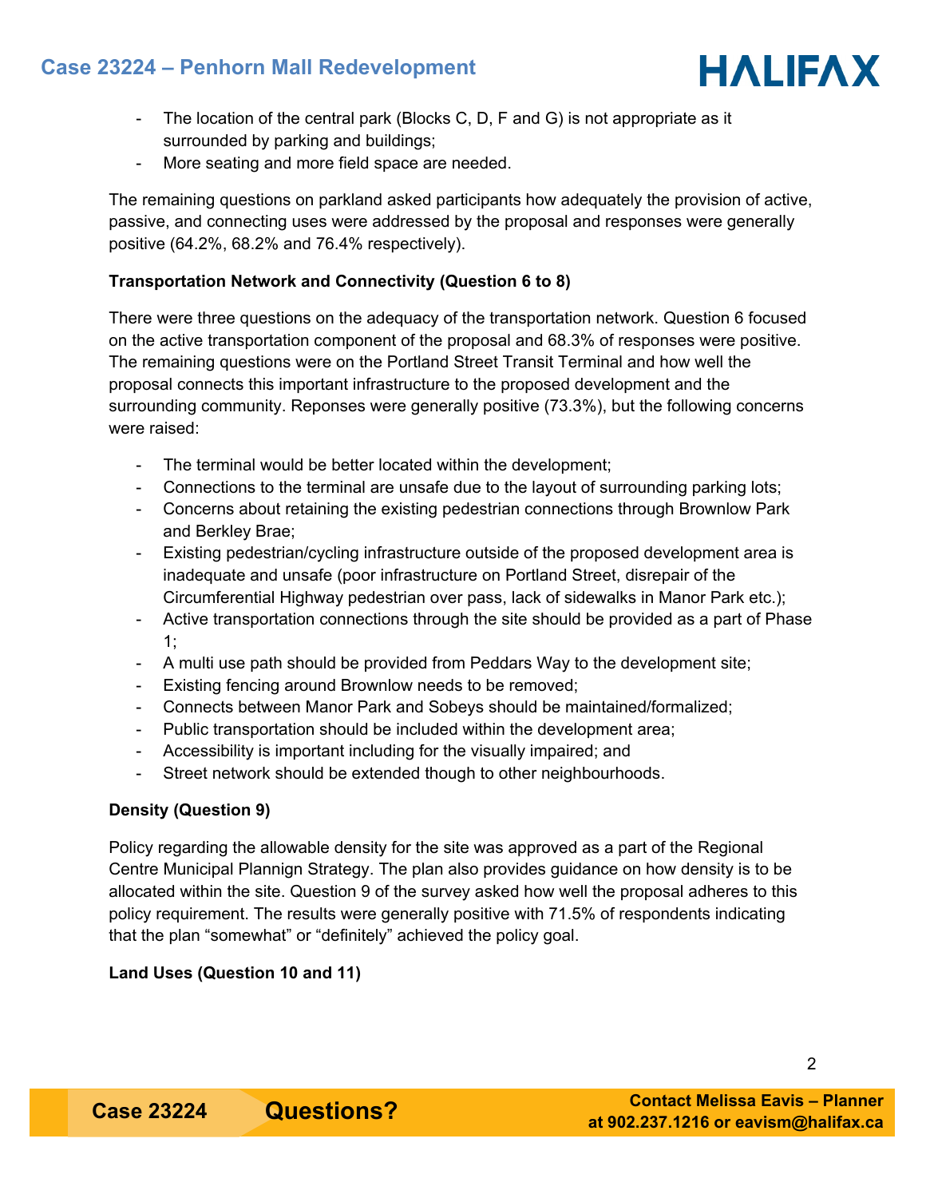- The location of the central park (Blocks C, D, F and G) is not appropriate as it surrounded by parking and buildings;
- More seating and more field space are needed.

The remaining questions on parkland asked participants how adequately the provision of active, passive, and connecting uses were addressed by the proposal and responses were generally positive (64.2%, 68.2% and 76.4% respectively).

**Transportation Network and Connectivity (Question 6 to 8)**

There were three questions on the adequacy of the transportation network. Question 6 focused on the active transportation component of the proposal and 68.3% of responses were positive. The remaining questions were on the Portland Street Transit Terminal and how well the proposal connects this important infrastructure to the proposed development and the surrounding community. Reponses were generally positive (73.3%), but the following concerns were raised:

- The terminal would be better located within the development;
- Connections to the terminal are unsafe due to the layout of surrounding parking lots;
- Concerns about retaining the existing pedestrian connections through Brownlow Park and Berkley Brae;
- Existing pedestrian/cycling infrastructure outside of the proposed development area is inadequate and unsafe (poor infrastructure on Portland Street, disrepair of the Circumferential Highway pedestrian over pass, lack of sidewalks in Manor Park etc.);
- Active transportation connections through the site should be provided as a part of Phase 1;
- A multi use path should be provided from Peddars Way to the development site;
- Existing fencing around Brownlow needs to be removed;
- Connects between Manor Park and Sobeys should be maintained/formalized;
- Public transportation should be included within the development area;
- Accessibility is important including for the visually impaired; and
- Street network should be extended though to other neighbourhoods.

**Density (Question 9)**

Policy regarding the allowable density for the site was approved as a part of the Regional Centre Municipal Plannign Strategy. The plan also provides guidance on how density is to be allocated within the site. Question 9 of the survey asked how well the proposal adheres to this policy requirement. The results were generally positive with 71.5% of respondents indicating that the plan "somewhat" or "definitely" achieved the policy goal.

**Land Uses (Question 10 and 11)**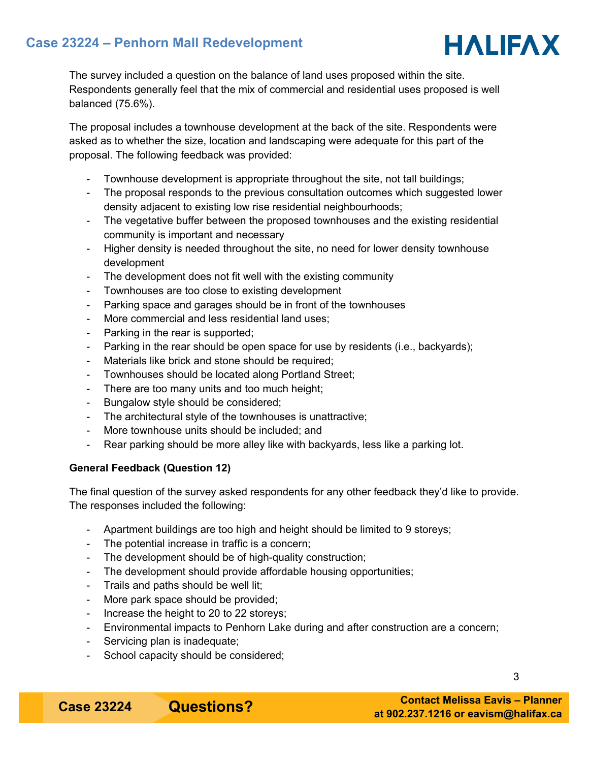The survey included a question on the balance of land uses proposed within the site. Respondents generally feel that the mix of commercial and residential uses proposed is well balanced (75.6%).

The proposal includes a townhouse development at the back of the site. Respondents were asked as to whether the size, location and landscaping were adequate for this part of the proposal. The following feedback was provided:

- Townhouse development is appropriate throughout the site, not tall buildings;
- The proposal responds to the previous consultation outcomes which suggested lower density adjacent to existing low rise residential neighbourhoods;
- The vegetative buffer between the proposed townhouses and the existing residential community is important and necessary
- Higher density is needed throughout the site, no need for lower density townhouse development
- The development does not fit well with the existing community
- Townhouses are too close to existing development
- Parking space and garages should be in front of the townhouses
- More commercial and less residential land uses;
- Parking in the rear is supported;
- Parking in the rear should be open space for use by residents (i.e., backyards);
- Materials like brick and stone should be required;
- Townhouses should be located along Portland Street;
- There are too many units and too much height;
- Bungalow style should be considered;
- The architectural style of the townhouses is unattractive;
- More townhouse units should be included; and
- Rear parking should be more alley like with backyards, less like a parking lot.

**General Feedback (Question 12)**

The final question of the survey asked respondents for any other feedback they'd like to provide. The responses included the following:

- Apartment buildings are too high and height should be limited to 9 storeys;
- The potential increase in traffic is a concern;
- The development should be of high-quality construction;
- The development should provide affordable housing opportunities;
- Trails and paths should be well lit;
- More park space should be provided;
- Increase the height to 20 to 22 storeys;
- Environmental impacts to Penhorn Lake during and after construction are a concern;
- Servicing plan is inadequate;
- School capacity should be considered;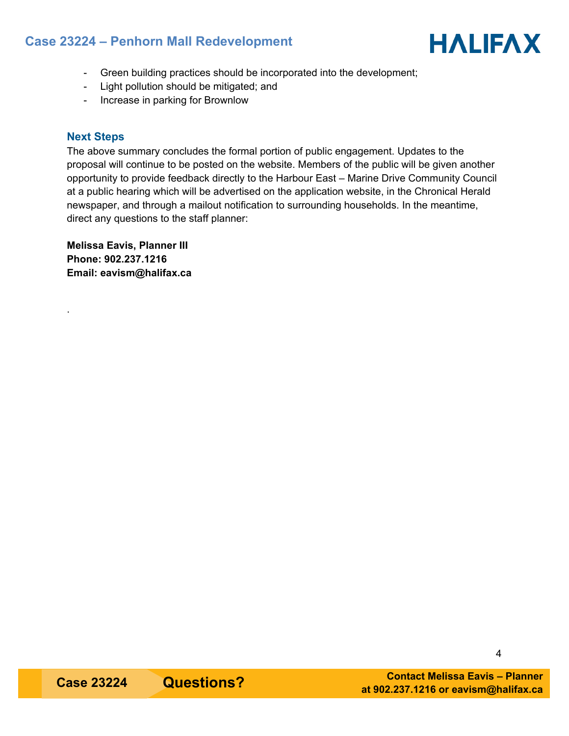- Green building practices should be incorporated into the development;
- Light pollution should be mitigated; and
- Increase in parking for Brownlow

### Next Steps

The above summary concludes the formal portion of public engagement. Updates to the proposal will continue to be posted on the website. Members of the public will be given another opportunity to provide feedback directly to the Harbour East – Marine Drive Community Council at a public hearing which will be advertised on the application website, in the Chronical Herald newspaper, and through a mailout notification to surrounding households. In the meantime, direct any questions to the staff planner:

**Melissa Eavis, Planner III**
**Phone: 902.237.1216**
**Email: eavism@halifax.ca**

.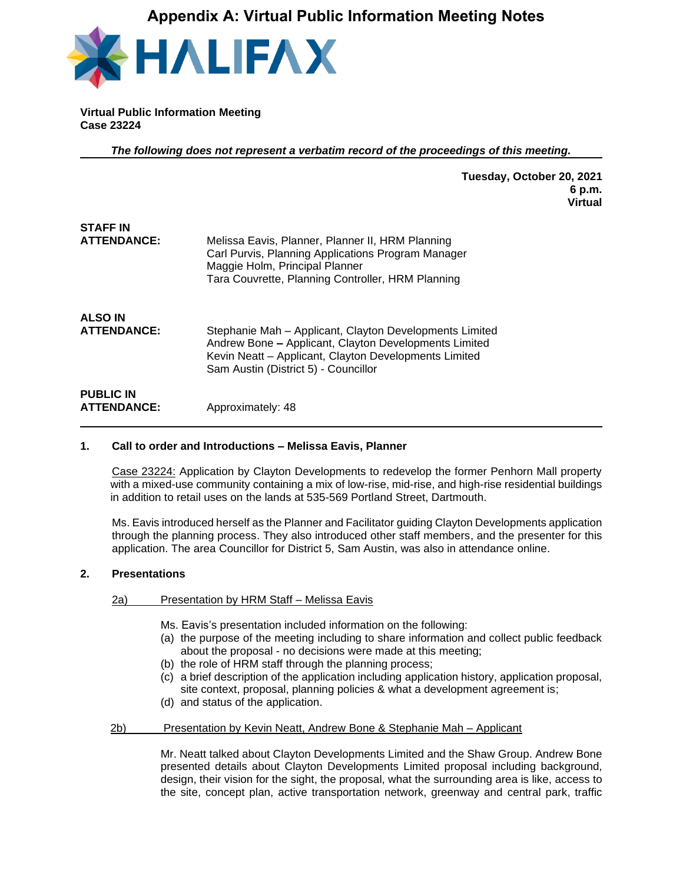# Appendix A: Virtual Public Information Meeting Notes

**HALIFAX**

**Virtual Public Information Meeting**
**Case 23224**

***The following does not represent a verbatim record of the proceedings of this meeting.***

---

**Tuesday, October 20, 2021**
**6 p.m.**
**Virtual**

| | |
|---|---|
| **STAFF IN ATTENDANCE:** | Melissa Eavis, Planner, Planner II, HRM Planning<br>Carl Purvis, Planning Applications Program Manager<br>Maggie Holm, Principal Planner<br>Tara Couvrette, Planning Controller, HRM Planning |
| **ALSO IN ATTENDANCE:** | Stephanie Mah – Applicant, Clayton Developments Limited<br>Andrew Bone **–** Applicant, Clayton Developments Limited<br>Kevin Neatt – Applicant, Clayton Developments Limited<br>Sam Austin (District 5) - Councillor |
| **PUBLIC IN ATTENDANCE:** | Approximately: 48 |

---

## 1. Call to order and Introductions – Melissa Eavis, Planner

Case 23224: Application by Clayton Developments to redevelop the former Penhorn Mall property with a mixed-use community containing a mix of low-rise, mid-rise, and high-rise residential buildings in addition to retail uses on the lands at 535-569 Portland Street, Dartmouth.

Ms. Eavis introduced herself as the Planner and Facilitator guiding Clayton Developments application through the planning process. They also introduced other staff members, and the presenter for this application. The area Councillor for District 5, Sam Austin, was also in attendance online.

## 2. Presentations

### 2a) Presentation by HRM Staff – Melissa Eavis

Ms. Eavis's presentation included information on the following:

(a) the purpose of the meeting including to share information and collect public feedback about the proposal - no decisions were made at this meeting;
(b) the role of HRM staff through the planning process;
(c) a brief description of the application including application history, application proposal, site context, proposal, planning policies & what a development agreement is;
(d) and status of the application.

### 2b) Presentation by Kevin Neatt, Andrew Bone & Stephanie Mah – Applicant

Mr. Neatt talked about Clayton Developments Limited and the Shaw Group. Andrew Bone presented details about Clayton Developments Limited proposal including background, design, their vision for the sight, the proposal, what the surrounding area is like, access to the site, concept plan, active transportation network, greenway and central park, traffic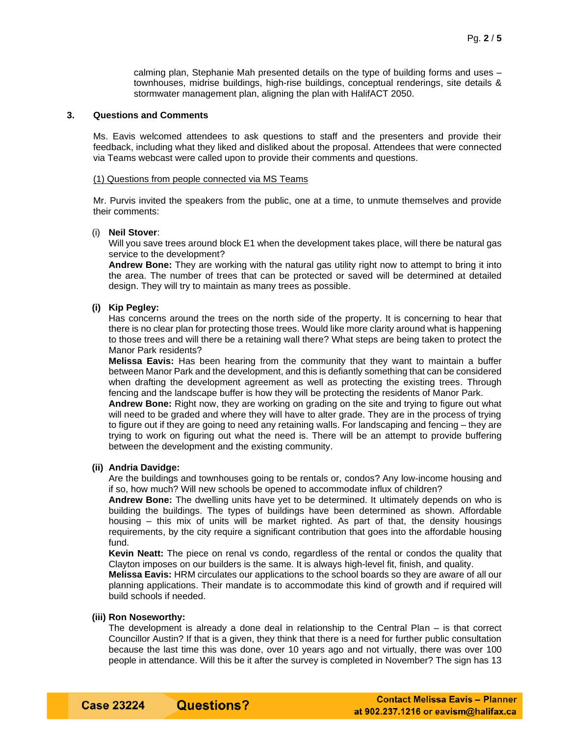calming plan, Stephanie Mah presented details on the type of building forms and uses – townhouses, midrise buildings, high-rise buildings, conceptual renderings, site details & stormwater management plan, aligning the plan with HalifACT 2050.

## 3. Questions and Comments

Ms. Eavis welcomed attendees to ask questions to staff and the presenters and provide their feedback, including what they liked and disliked about the proposal. Attendees that were connected via Teams webcast were called upon to provide their comments and questions.

<u>(1) Questions from people connected via MS Teams</u>

Mr. Purvis invited the speakers from the public, one at a time, to unmute themselves and provide their comments:

(i) **Neil Stover**:
Will you save trees around block E1 when the development takes place, will there be natural gas service to the development?
**Andrew Bone:** They are working with the natural gas utility right now to attempt to bring it into the area. The number of trees that can be protected or saved will be determined at detailed design. They will try to maintain as many trees as possible.

**(i) Kip Pegley:**
Has concerns around the trees on the north side of the property. It is concerning to hear that there is no clear plan for protecting those trees. Would like more clarity around what is happening to those trees and will there be a retaining wall there? What steps are being taken to protect the Manor Park residents?
**Melissa Eavis:** Has been hearing from the community that they want to maintain a buffer between Manor Park and the development, and this is defiantly something that can be considered when drafting the development agreement as well as protecting the existing trees. Through fencing and the landscape buffer is how they will be protecting the residents of Manor Park.
**Andrew Bone:** Right now, they are working on grading on the site and trying to figure out what will need to be graded and where they will have to alter grade. They are in the process of trying to figure out if they are going to need any retaining walls. For landscaping and fencing – they are trying to work on figuring out what the need is. There will be an attempt to provide buffering between the development and the existing community.

**(ii) Andria Davidge:**
Are the buildings and townhouses going to be rentals or, condos? Any low-income housing and if so, how much? Will new schools be opened to accommodate influx of children?
**Andrew Bone:** The dwelling units have yet to be determined. It ultimately depends on who is building the buildings. The types of buildings have been determined as shown. Affordable housing – this mix of units will be market righted. As part of that, the density housings requirements, by the city require a significant contribution that goes into the affordable housing fund.
**Kevin Neatt:** The piece on renal vs condo, regardless of the rental or condos the quality that Clayton imposes on our builders is the same. It is always high-level fit, finish, and quality.
**Melissa Eavis:** HRM circulates our applications to the school boards so they are aware of all our planning applications. Their mandate is to accommodate this kind of growth and if required will build schools if needed.

**(iii) Ron Noseworthy:**
The development is already a done deal in relationship to the Central Plan – is that correct Councillor Austin? If that is a given, they think that there is a need for further public consultation because the last time this was done, over 10 years ago and not virtually, there was over 100 people in attendance. Will this be it after the survey is completed in November? The sign has 13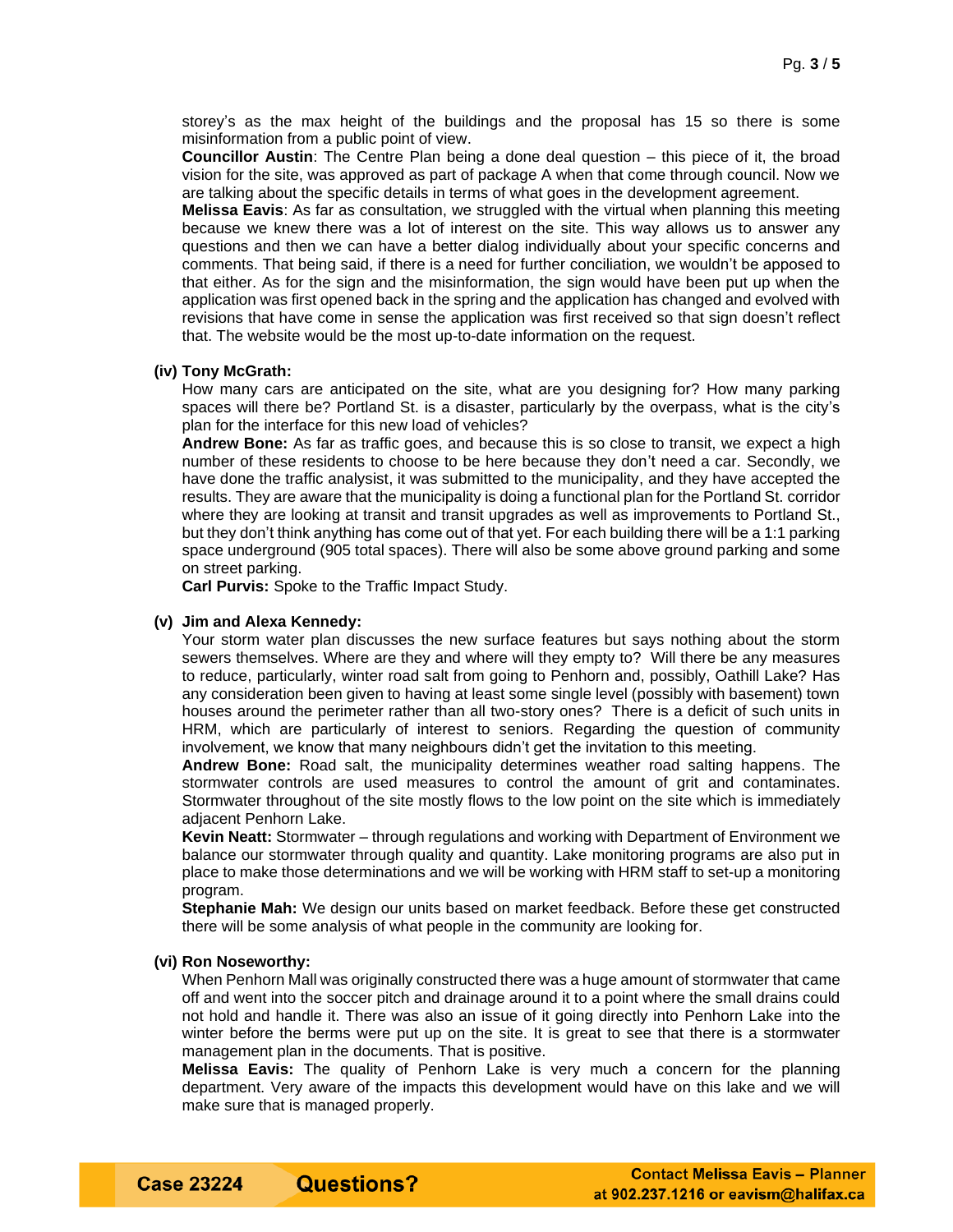storey's as the max height of the buildings and the proposal has 15 so there is some misinformation from a public point of view.

**Councillor Austin**: The Centre Plan being a done deal question – this piece of it, the broad vision for the site, was approved as part of package A when that come through council. Now we are talking about the specific details in terms of what goes in the development agreement.

**Melissa Eavis**: As far as consultation, we struggled with the virtual when planning this meeting because we knew there was a lot of interest on the site. This way allows us to answer any questions and then we can have a better dialog individually about your specific concerns and comments. That being said, if there is a need for further conciliation, we wouldn't be apposed to that either. As for the sign and the misinformation, the sign would have been put up when the application was first opened back in the spring and the application has changed and evolved with revisions that have come in sense the application was first received so that sign doesn't reflect that. The website would be the most up-to-date information on the request.

**(iv) Tony McGrath:**

How many cars are anticipated on the site, what are you designing for? How many parking spaces will there be? Portland St. is a disaster, particularly by the overpass, what is the city's plan for the interface for this new load of vehicles?

**Andrew Bone:** As far as traffic goes, and because this is so close to transit, we expect a high number of these residents to choose to be here because they don't need a car. Secondly, we have done the traffic analysist, it was submitted to the municipality, and they have accepted the results. They are aware that the municipality is doing a functional plan for the Portland St. corridor where they are looking at transit and transit upgrades as well as improvements to Portland St., but they don't think anything has come out of that yet. For each building there will be a 1:1 parking space underground (905 total spaces). There will also be some above ground parking and some on street parking.

**Carl Purvis:** Spoke to the Traffic Impact Study.

**(v) Jim and Alexa Kennedy:**

Your storm water plan discusses the new surface features but says nothing about the storm sewers themselves. Where are they and where will they empty to? Will there be any measures to reduce, particularly, winter road salt from going to Penhorn and, possibly, Oathill Lake? Has any consideration been given to having at least some single level (possibly with basement) town houses around the perimeter rather than all two-story ones? There is a deficit of such units in HRM, which are particularly of interest to seniors. Regarding the question of community involvement, we know that many neighbours didn't get the invitation to this meeting.

**Andrew Bone:** Road salt, the municipality determines weather road salting happens. The stormwater controls are used measures to control the amount of grit and contaminates. Stormwater throughout of the site mostly flows to the low point on the site which is immediately adjacent Penhorn Lake.

**Kevin Neatt:** Stormwater – through regulations and working with Department of Environment we balance our stormwater through quality and quantity. Lake monitoring programs are also put in place to make those determinations and we will be working with HRM staff to set-up a monitoring program.

**Stephanie Mah:** We design our units based on market feedback. Before these get constructed there will be some analysis of what people in the community are looking for.

**(vi) Ron Noseworthy:**

When Penhorn Mall was originally constructed there was a huge amount of stormwater that came off and went into the soccer pitch and drainage around it to a point where the small drains could not hold and handle it. There was also an issue of it going directly into Penhorn Lake into the winter before the berms were put up on the site. It is great to see that there is a stormwater management plan in the documents. That is positive.

**Melissa Eavis:** The quality of Penhorn Lake is very much a concern for the planning department. Very aware of the impacts this development would have on this lake and we will make sure that is managed properly.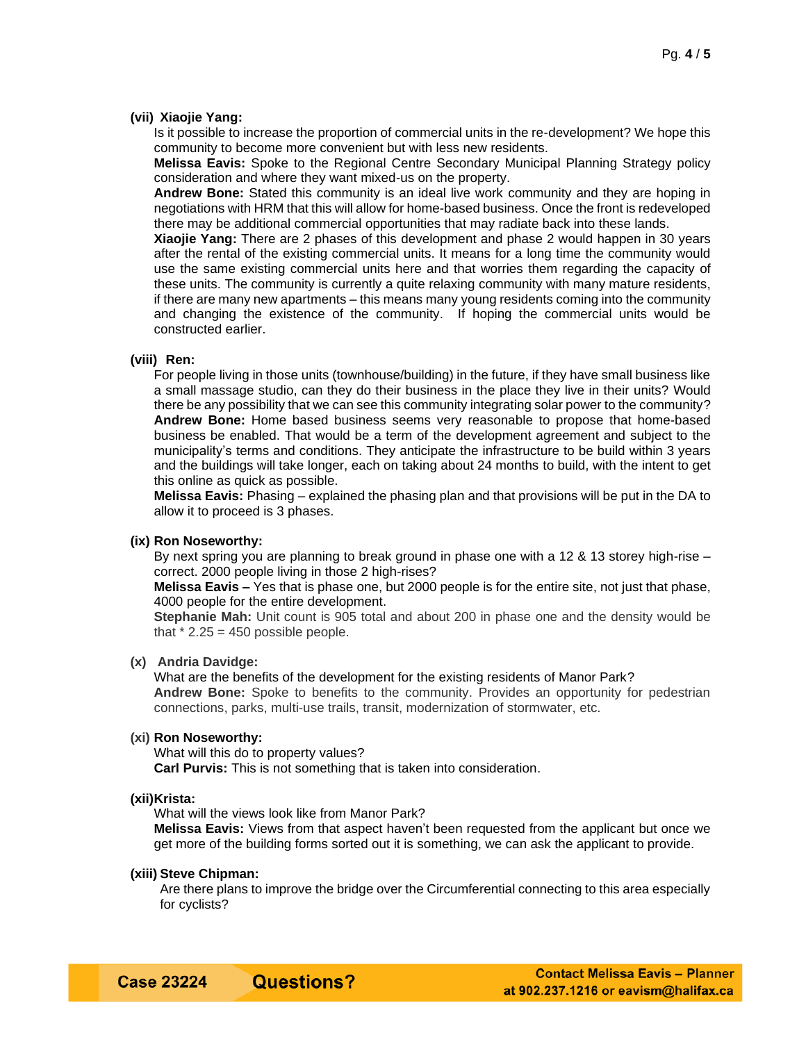**(vii) Xiaojie Yang:**

Is it possible to increase the proportion of commercial units in the re-development? We hope this community to become more convenient but with less new residents.

**Melissa Eavis:** Spoke to the Regional Centre Secondary Municipal Planning Strategy policy consideration and where they want mixed-us on the property.

**Andrew Bone:** Stated this community is an ideal live work community and they are hoping in negotiations with HRM that this will allow for home-based business. Once the front is redeveloped there may be additional commercial opportunities that may radiate back into these lands.

**Xiaojie Yang:** There are 2 phases of this development and phase 2 would happen in 30 years after the rental of the existing commercial units. It means for a long time the community would use the same existing commercial units here and that worries them regarding the capacity of these units. The community is currently a quite relaxing community with many mature residents, if there are many new apartments – this means many young residents coming into the community and changing the existence of the community. If hoping the commercial units would be constructed earlier.

**(viii) Ren:**

For people living in those units (townhouse/building) in the future, if they have small business like a small massage studio, can they do their business in the place they live in their units? Would there be any possibility that we can see this community integrating solar power to the community?

**Andrew Bone:** Home based business seems very reasonable to propose that home-based business be enabled. That would be a term of the development agreement and subject to the municipality's terms and conditions. They anticipate the infrastructure to be build within 3 years and the buildings will take longer, each on taking about 24 months to build, with the intent to get this online as quick as possible.

**Melissa Eavis:** Phasing – explained the phasing plan and that provisions will be put in the DA to allow it to proceed is 3 phases.

**(ix) Ron Noseworthy:**

By next spring you are planning to break ground in phase one with a 12 & 13 storey high-rise – correct. 2000 people living in those 2 high-rises?

**Melissa Eavis –** Yes that is phase one, but 2000 people is for the entire site, not just that phase, 4000 people for the entire development.

**Stephanie Mah:** Unit count is 905 total and about 200 in phase one and the density would be that * 2.25 = 450 possible people.

**(x) Andria Davidge:**

What are the benefits of the development for the existing residents of Manor Park?

**Andrew Bone:** Spoke to benefits to the community. Provides an opportunity for pedestrian connections, parks, multi-use trails, transit, modernization of stormwater, etc.

**(xi) Ron Noseworthy:**

What will this do to property values?

**Carl Purvis:** This is not something that is taken into consideration.

**(xii) Krista:**

What will the views look like from Manor Park?

**Melissa Eavis:** Views from that aspect haven't been requested from the applicant but once we get more of the building forms sorted out it is something, we can ask the applicant to provide.

**(xiii) Steve Chipman:**

Are there plans to improve the bridge over the Circumferential connecting to this area especially for cyclists?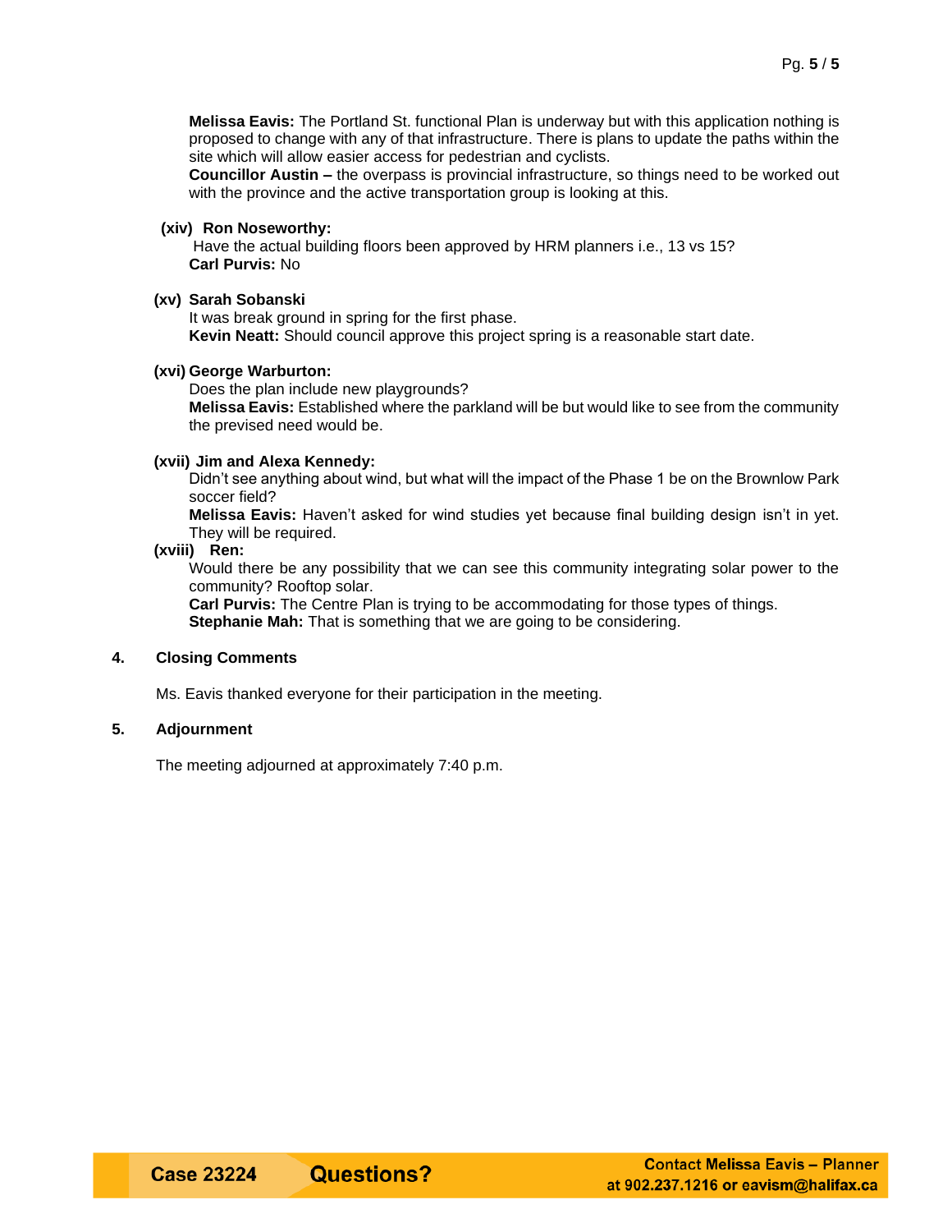**Melissa Eavis:** The Portland St. functional Plan is underway but with this application nothing is proposed to change with any of that infrastructure. There is plans to update the paths within the site which will allow easier access for pedestrian and cyclists.
**Councillor Austin –** the overpass is provincial infrastructure, so things need to be worked out with the province and the active transportation group is looking at this.

**(xiv) Ron Noseworthy:**
Have the actual building floors been approved by HRM planners i.e., 13 vs 15?
**Carl Purvis:** No

**(xv) Sarah Sobanski**
It was break ground in spring for the first phase.
**Kevin Neatt:** Should council approve this project spring is a reasonable start date.

**(xvi) George Warburton:**
Does the plan include new playgrounds?
**Melissa Eavis:** Established where the parkland will be but would like to see from the community the prevised need would be.

**(xvii) Jim and Alexa Kennedy:**
Didn't see anything about wind, but what will the impact of the Phase 1 be on the Brownlow Park soccer field?
**Melissa Eavis:** Haven't asked for wind studies yet because final building design isn't in yet. They will be required.

**(xviii) Ren:**
Would there be any possibility that we can see this community integrating solar power to the community? Rooftop solar.
**Carl Purvis:** The Centre Plan is trying to be accommodating for those types of things.
**Stephanie Mah:** That is something that we are going to be considering.

## 4. Closing Comments

Ms. Eavis thanked everyone for their participation in the meeting.

## 5. Adjournment

The meeting adjourned at approximately 7:40 p.m.

**Case 23224** **Questions?** **Contact Melissa Eavis – Planner at 902.237.1216 or eavism@halifax.ca**